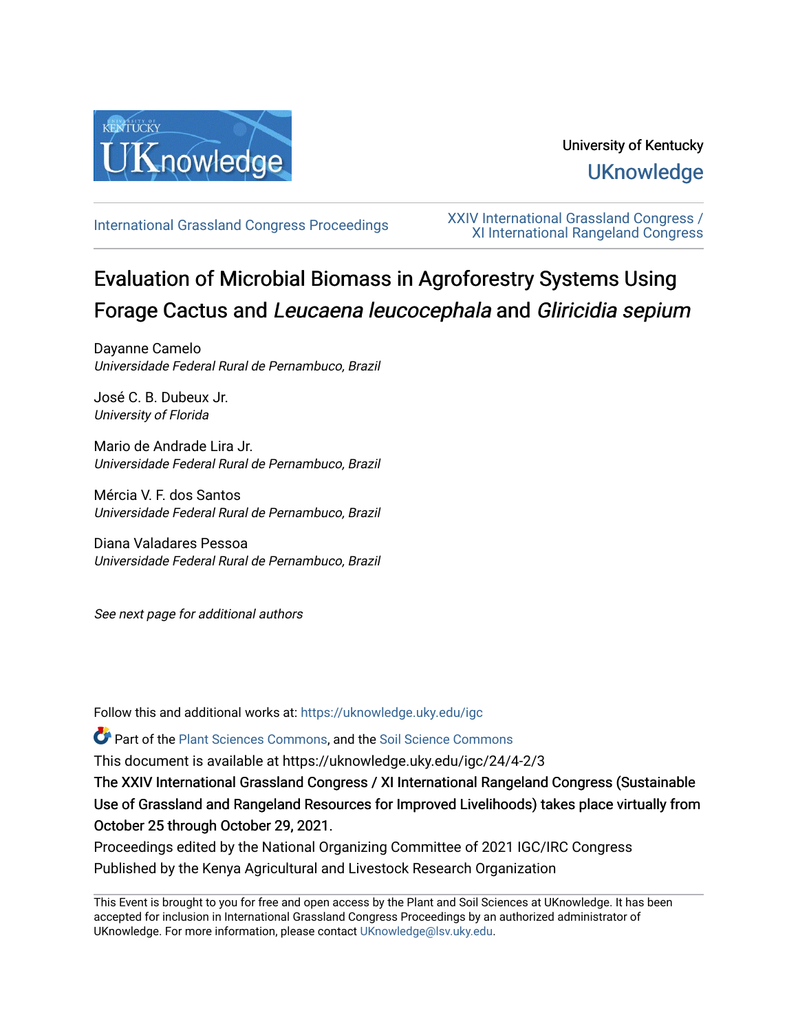University of Kentucky

UKnowledge

International Grassland Congress Proceedings

XXIV International Grassland Congress / XI International Rangeland Congress

# Evaluation of Microbial Biomass in Agroforestry Systems Using Forage Cactus and *Leucaena leucocephala* and *Gliricidia sepium*

Dayanne Camelo  
*Universidade Federal Rural de Pernambuco, Brazil*

José C. B. Dubeux Jr.  
*University of Florida*

Mario de Andrade Lira Jr.  
*Universidade Federal Rural de Pernambuco, Brazil*

Mércia V. F. dos Santos  
*Universidade Federal Rural de Pernambuco, Brazil*

Diana Valadares Pessoa  
*Universidade Federal Rural de Pernambuco, Brazil*

*See next page for additional authors*

Follow this and additional works at: https://uknowledge.uky.edu/igc

Part of the Plant Sciences Commons, and the Soil Science Commons

This document is available at https://uknowledge.uky.edu/igc/24/4-2/3

The XXIV International Grassland Congress / XI International Rangeland Congress (Sustainable Use of Grassland and Rangeland Resources for Improved Livelihoods) takes place virtually from October 25 through October 29, 2021.

Proceedings edited by the National Organizing Committee of 2021 IGC/IRC Congress

Published by the Kenya Agricultural and Livestock Research Organization

This Event is brought to you for free and open access by the Plant and Soil Sciences at UKnowledge. It has been accepted for inclusion in International Grassland Congress Proceedings by an authorized administrator of UKnowledge. For more information, please contact UKnowledge@lsv.uky.edu.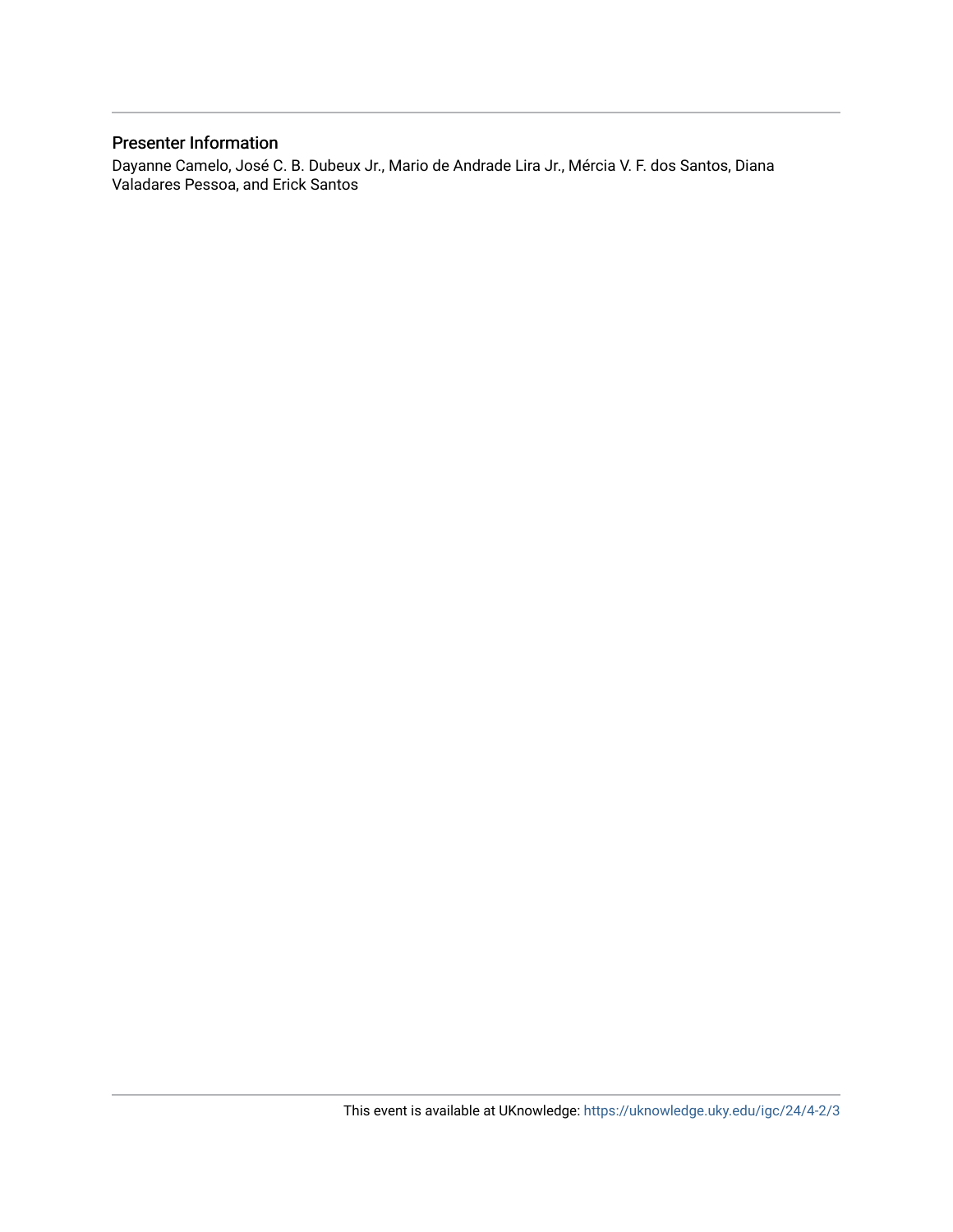## Presenter Information

Dayanne Camelo, José C. B. Dubeux Jr., Mario de Andrade Lira Jr., Mércia V. F. dos Santos, Diana Valadares Pessoa, and Erick Santos

This event is available at UKnowledge: https://uknowledge.uky.edu/igc/24/4-2/3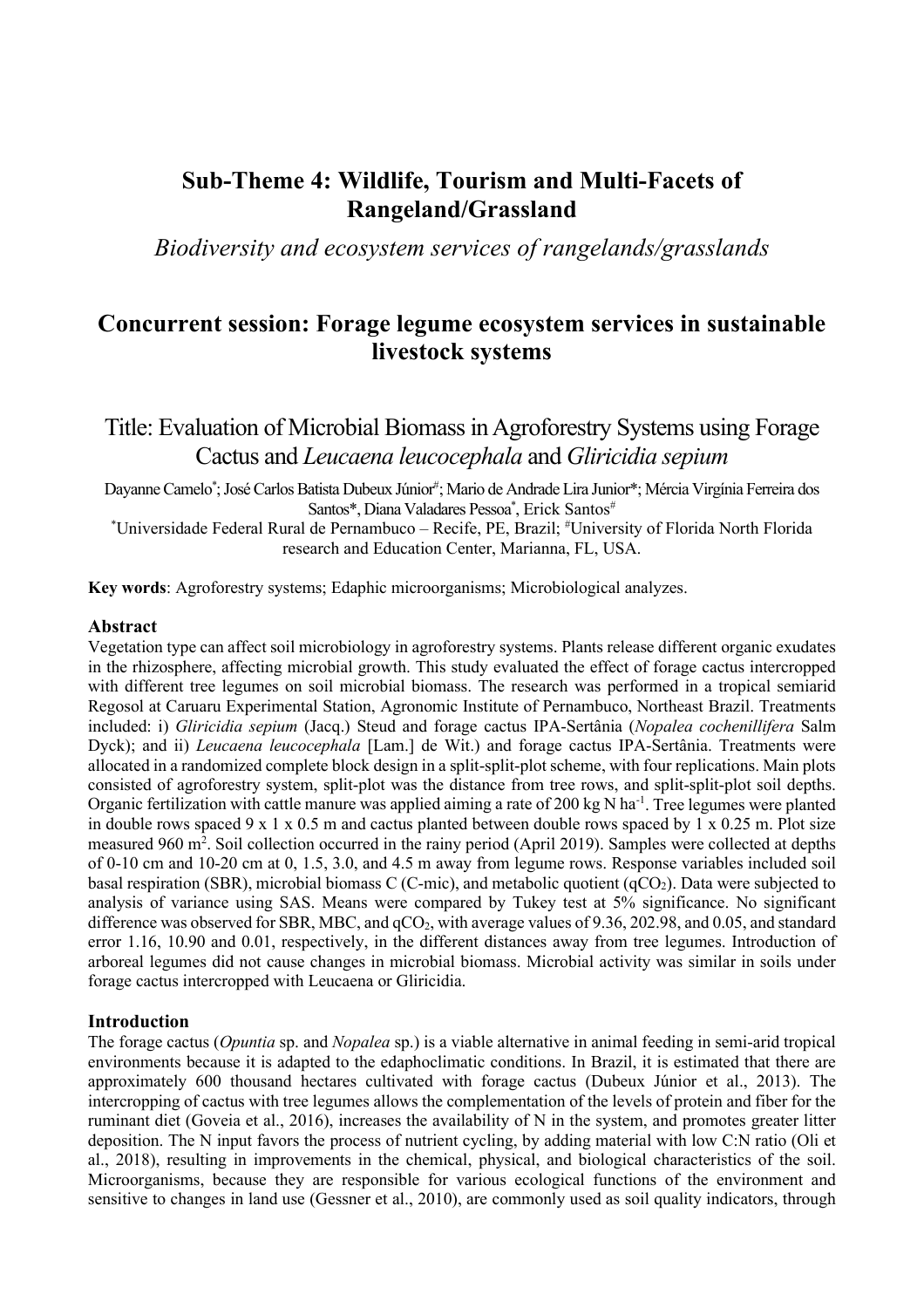## Sub-Theme 4: Wildlife, Tourism and Multi-Facets of Rangeland/Grassland

*Biodiversity and ecosystem services of rangelands/grasslands*

## Concurrent session: Forage legume ecosystem services in sustainable livestock systems

# Title: Evaluation of Microbial Biomass in Agroforestry Systems using Forage Cactus and *Leucaena leucocephala* and *Gliricidia sepium*

Dayanne Camelo[*]; José Carlos Batista Dubeux Júnior[#]; Mario de Andrade Lira Junior*; Mércia Virgínia Ferreira dos Santos*, Diana Valadares Pessoa[*], Erick Santos[#]

[*]Universidade Federal Rural de Pernambuco – Recife, PE, Brazil; [#]University of Florida North Florida research and Education Center, Marianna, FL, USA.

**Key words**: Agroforestry systems; Edaphic microorganisms; Microbiological analyzes.

### Abstract

Vegetation type can affect soil microbiology in agroforestry systems. Plants release different organic exudates in the rhizosphere, affecting microbial growth. This study evaluated the effect of forage cactus intercropped with different tree legumes on soil microbial biomass. The research was performed in a tropical semiarid Regosol at Caruaru Experimental Station, Agronomic Institute of Pernambuco, Northeast Brazil. Treatments included: i) *Gliricidia sepium* (Jacq.) Steud and forage cactus IPA-Sertânia (*Nopalea cochenillifera* Salm Dyck); and ii) *Leucaena leucocephala* [Lam.] de Wit.) and forage cactus IPA-Sertânia. Treatments were allocated in a randomized complete block design in a split-split-plot scheme, with four replications. Main plots consisted of agroforestry system, split-plot was the distance from tree rows, and split-split-plot soil depths. Organic fertilization with cattle manure was applied aiming a rate of 200 kg N $ha^{-1}$. Tree legumes were planted in double rows spaced 9 x 1 x 0.5 m and cactus planted between double rows spaced by 1 x 0.25 m. Plot size measured 960 $m^2$. Soil collection occurred in the rainy period (April 2019). Samples were collected at depths of 0-10 cm and 10-20 cm at 0, 1.5, 3.0, and 4.5 m away from legume rows. Response variables included soil basal respiration (SBR), microbial biomass C (C-mic), and metabolic quotient ($qCO_2$). Data were subjected to analysis of variance using SAS. Means were compared by Tukey test at 5% significance. No significant difference was observed for SBR, MBC, and $qCO_2$, with average values of 9.36, 202.98, and 0.05, and standard error 1.16, 10.90 and 0.01, respectively, in the different distances away from tree legumes. Introduction of arboreal legumes did not cause changes in microbial biomass. Microbial activity was similar in soils under forage cactus intercropped with Leucaena or Gliricidia.

### Introduction

The forage cactus (*Opuntia* sp. and *Nopalea* sp.) is a viable alternative in animal feeding in semi-arid tropical environments because it is adapted to the edaphoclimatic conditions. In Brazil, it is estimated that there are approximately 600 thousand hectares cultivated with forage cactus (Dubeux Júnior et al., 2013). The intercropping of cactus with tree legumes allows the complementation of the levels of protein and fiber for the ruminant diet (Goveia et al., 2016), increases the availability of N in the system, and promotes greater litter deposition. The N input favors the process of nutrient cycling, by adding material with low C:N ratio (Oli et al., 2018), resulting in improvements in the chemical, physical, and biological characteristics of the soil. Microorganisms, because they are responsible for various ecological functions of the environment and sensitive to changes in land use (Gessner et al., 2010), are commonly used as soil quality indicators, through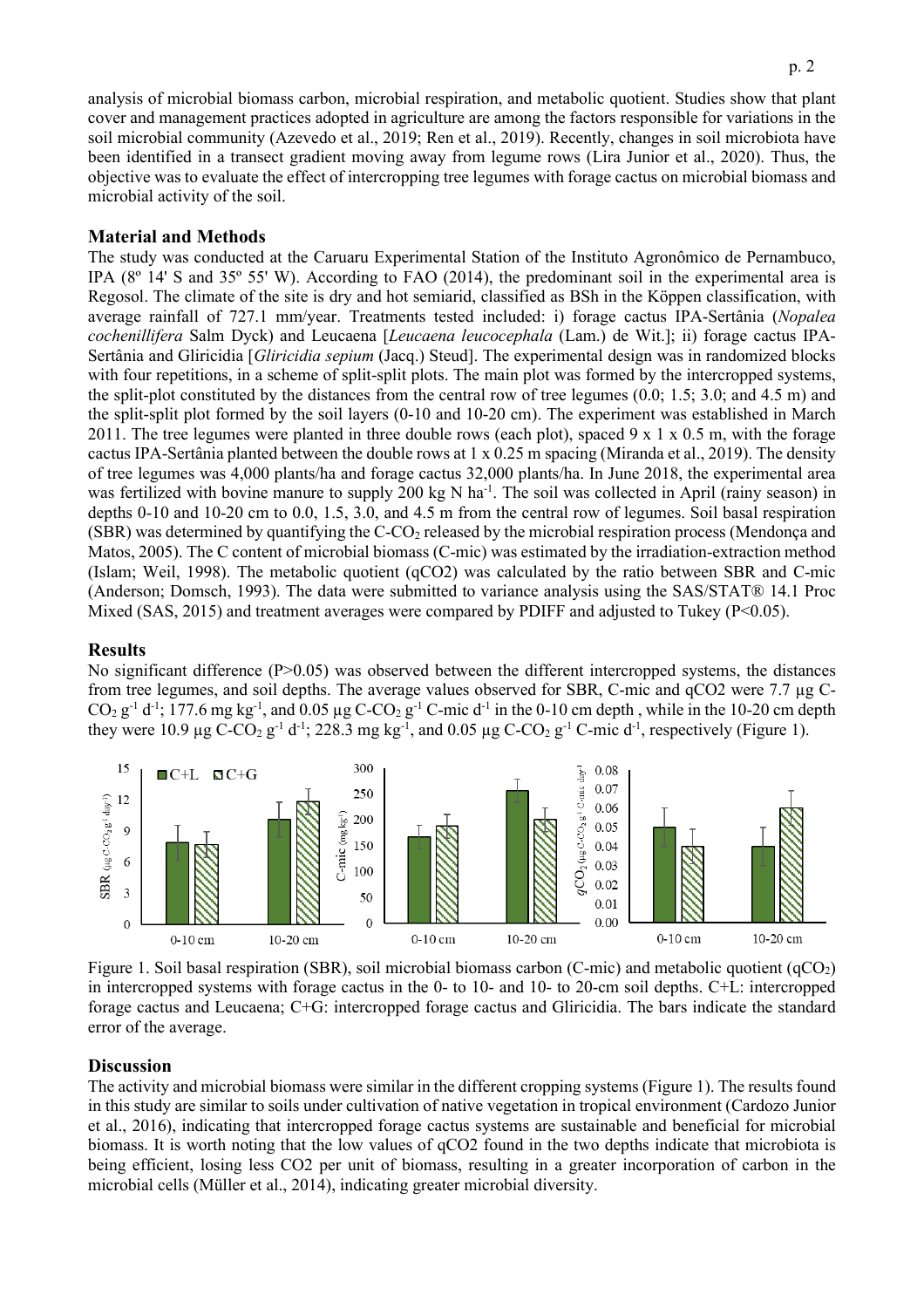analysis of microbial biomass carbon, microbial respiration, and metabolic quotient. Studies show that plant cover and management practices adopted in agriculture are among the factors responsible for variations in the soil microbial community (Azevedo et al., 2019; Ren et al., 2019). Recently, changes in soil microbiota have been identified in a transect gradient moving away from legume rows (Lira Junior et al., 2020). Thus, the objective was to evaluate the effect of intercropping tree legumes with forage cactus on microbial biomass and microbial activity of the soil.

## Material and Methods

The study was conducted at the Caruaru Experimental Station of the Instituto Agronômico de Pernambuco, IPA (8º 14' S and 35º 55' W). According to FAO (2014), the predominant soil in the experimental area is Regosol. The climate of the site is dry and hot semiarid, classified as BSh in the Köppen classification, with average rainfall of 727.1 mm/year. Treatments tested included: i) forage cactus IPA-Sertânia (*Nopalea cochenillifera* Salm Dyck) and Leucaena [*Leucaena leucocephala* (Lam.) de Wit.]; ii) forage cactus IPA-Sertânia and Gliricidia [*Gliricidia sepium* (Jacq.) Steud]. The experimental design was in randomized blocks with four repetitions, in a scheme of split-split plots. The main plot was formed by the intercropped systems, the split-plot constituted by the distances from the central row of tree legumes (0.0; 1.5; 3.0; and 4.5 m) and the split-split plot formed by the soil layers (0-10 and 10-20 cm). The experiment was established in March 2011. The tree legumes were planted in three double rows (each plot), spaced 9 x 1 x 0.5 m, with the forage cactus IPA-Sertânia planted between the double rows at 1 x 0.25 m spacing (Miranda et al., 2019). The density of tree legumes was 4,000 plants/ha and forage cactus 32,000 plants/ha. In June 2018, the experimental area was fertilized with bovine manure to supply 200 kg N ha$^{-1}$. The soil was collected in April (rainy season) in depths 0-10 and 10-20 cm to 0.0, 1.5, 3.0, and 4.5 m from the central row of legumes. Soil basal respiration (SBR) was determined by quantifying the C-$CO_2$ released by the microbial respiration process (Mendonça and Matos, 2005). The C content of microbial biomass (C-mic) was estimated by the irradiation-extraction method (Islam; Weil, 1998). The metabolic quotient (qCO2) was calculated by the ratio between SBR and C-mic (Anderson; Domsch, 1993). The data were submitted to variance analysis using the SAS/STAT® 14.1 Proc Mixed (SAS, 2015) and treatment averages were compared by PDIFF and adjusted to Tukey ($P<0.05$).

## Results

No significant difference ($P>0.05$) was observed between the different intercropped systems, the distances from tree legumes, and soil depths. The average values observed for SBR, C-mic and qCO2 were 7.7 µg C-$CO_2$ g$^{-1}$ d$^{-1}$; 177.6 mg kg$^{-1}$, and 0.05 µg C-$CO_2$ g$^{-1}$ C-mic d$^{-1}$ in the 0-10 cm depth , while in the 10-20 cm depth they were 10.9 µg C-$CO_2$ g$^{-1}$ d$^{-1}$; 228.3 mg kg$^{-1}$, and 0.05 µg C-$CO_2$ g$^{-1}$ C-mic d$^{-1}$, respectively (Figure 1).

Figure 1. Soil basal respiration (SBR), soil microbial biomass carbon (C-mic) and metabolic quotient ($qCO_2$) in intercropped systems with forage cactus in the 0- to 10- and 10- to 20-cm soil depths. C+L: intercropped forage cactus and Leucaena; C+G: intercropped forage cactus and Gliricidia. The bars indicate the standard error of the average.

## Discussion

The activity and microbial biomass were similar in the different cropping systems (Figure 1). The results found in this study are similar to soils under cultivation of native vegetation in tropical environment (Cardozo Junior et al., 2016), indicating that intercropped forage cactus systems are sustainable and beneficial for microbial biomass. It is worth noting that the low values of qCO2 found in the two depths indicate that microbiota is being efficient, losing less CO2 per unit of biomass, resulting in a greater incorporation of carbon in the microbial cells (Müller et al., 2014), indicating greater microbial diversity.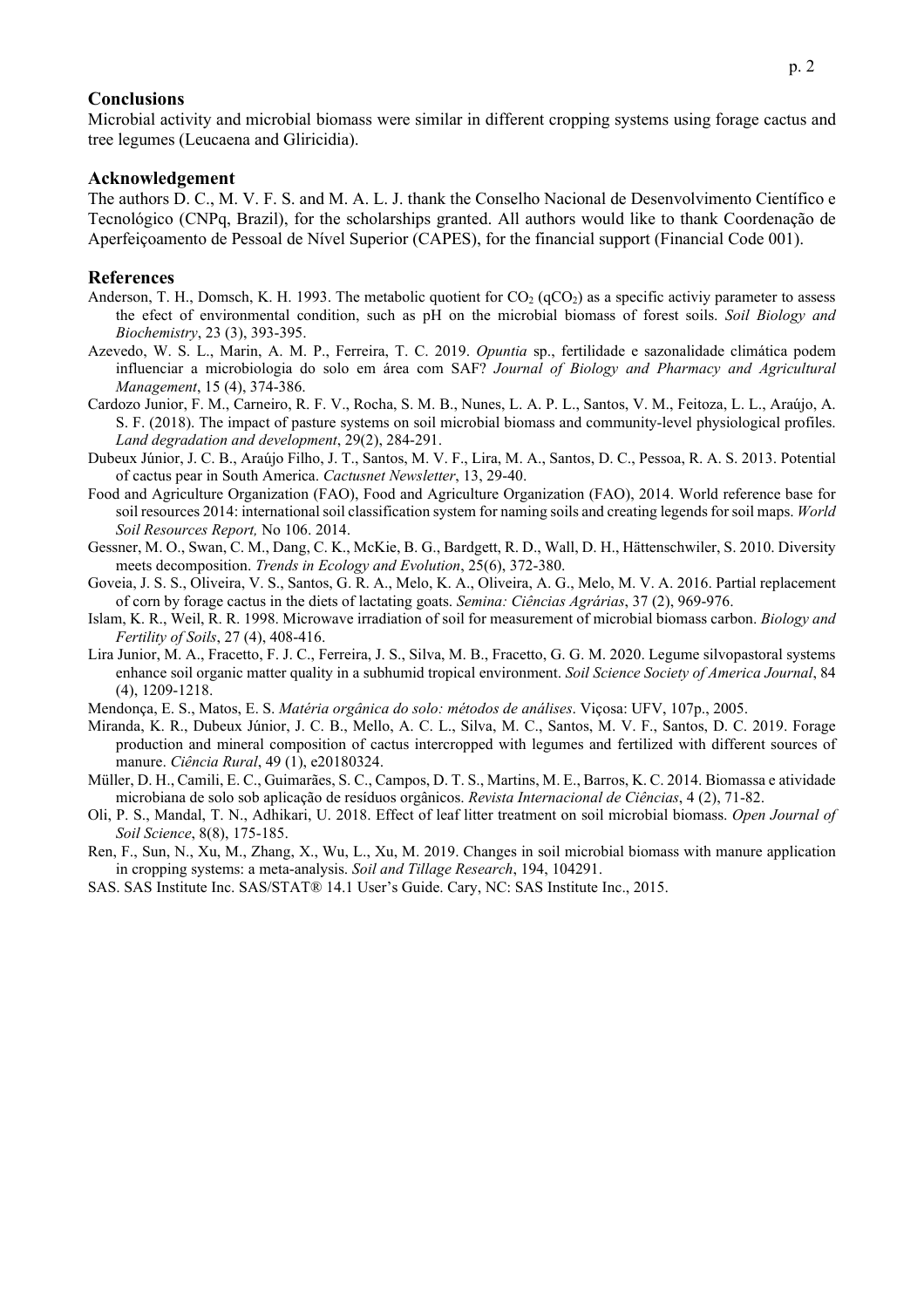## Conclusions

Microbial activity and microbial biomass were similar in different cropping systems using forage cactus and tree legumes (Leucaena and Gliricidia).

## Acknowledgement

The authors D. C., M. V. F. S. and M. A. L. J. thank the Conselho Nacional de Desenvolvimento Científico e Tecnológico (CNPq, Brazil), for the scholarships granted. All authors would like to thank Coordenação de Aperfeiçoamento de Pessoal de Nível Superior (CAPES), for the financial support (Financial Code 001).

## References

Anderson, T. H., Domsch, K. H. 1993. The metabolic quotient for $CO_2$ ($qCO_2$) as a specific activiy parameter to assess the efect of environmental condition, such as pH on the microbial biomass of forest soils. *Soil Biology and Biochemistry*, 23 (3), 393-395.

Azevedo, W. S. L., Marin, A. M. P., Ferreira, T. C. 2019. *Opuntia* sp., fertilidade e sazonalidade climática podem influenciar a microbiologia do solo em área com SAF? *Journal of Biology and Pharmacy and Agricultural Management*, 15 (4), 374-386.

Cardozo Junior, F. M., Carneiro, R. F. V., Rocha, S. M. B., Nunes, L. A. P. L., Santos, V. M., Feitoza, L. L., Araújo, A. S. F. (2018). The impact of pasture systems on soil microbial biomass and community-level physiological profiles. *Land degradation and development*, 29(2), 284-291.

Dubeux Júnior, J. C. B., Araújo Filho, J. T., Santos, M. V. F., Lira, M. A., Santos, D. C., Pessoa, R. A. S. 2013. Potential of cactus pear in South America. *Cactusnet Newsletter*, 13, 29-40.

Food and Agriculture Organization (FAO), Food and Agriculture Organization (FAO), 2014. World reference base for soil resources 2014: international soil classification system for naming soils and creating legends for soil maps. *World Soil Resources Report,* No 106. 2014.

Gessner, M. O., Swan, C. M., Dang, C. K., McKie, B. G., Bardgett, R. D., Wall, D. H., Hättenschwiler, S. 2010. Diversity meets decomposition. *Trends in Ecology and Evolution*, 25(6), 372-380.

Goveia, J. S. S., Oliveira, V. S., Santos, G. R. A., Melo, K. A., Oliveira, A. G., Melo, M. V. A. 2016. Partial replacement of corn by forage cactus in the diets of lactating goats. *Semina: Ciências Agrárias*, 37 (2), 969-976.

Islam, K. R., Weil, R. R. 1998. Microwave irradiation of soil for measurement of microbial biomass carbon. *Biology and Fertility of Soils*, 27 (4), 408-416.

Lira Junior, M. A., Fracetto, F. J. C., Ferreira, J. S., Silva, M. B., Fracetto, G. G. M. 2020. Legume silvopastoral systems enhance soil organic matter quality in a subhumid tropical environment. *Soil Science Society of America Journal*, 84 (4), 1209-1218.

Mendonça, E. S., Matos, E. S. *Matéria orgânica do solo: métodos de análises*. Viçosa: UFV, 107p., 2005.

Miranda, K. R., Dubeux Júnior, J. C. B., Mello, A. C. L., Silva, M. C., Santos, M. V. F., Santos, D. C. 2019. Forage production and mineral composition of cactus intercropped with legumes and fertilized with different sources of manure. *Ciência Rural*, 49 (1), e20180324.

Müller, D. H., Camili, E. C., Guimarães, S. C., Campos, D. T. S., Martins, M. E., Barros, K. C. 2014. Biomassa e atividade microbiana de solo sob aplicação de resíduos orgânicos. *Revista Internacional de Ciências*, 4 (2), 71-82.

Oli, P. S., Mandal, T. N., Adhikari, U. 2018. Effect of leaf litter treatment on soil microbial biomass. *Open Journal of Soil Science*, 8(8), 175-185.

Ren, F., Sun, N., Xu, M., Zhang, X., Wu, L., Xu, M. 2019. Changes in soil microbial biomass with manure application in cropping systems: a meta-analysis. *Soil and Tillage Research*, 194, 104291.

SAS. SAS Institute Inc. SAS/STAT® 14.1 User's Guide. Cary, NC: SAS Institute Inc., 2015.